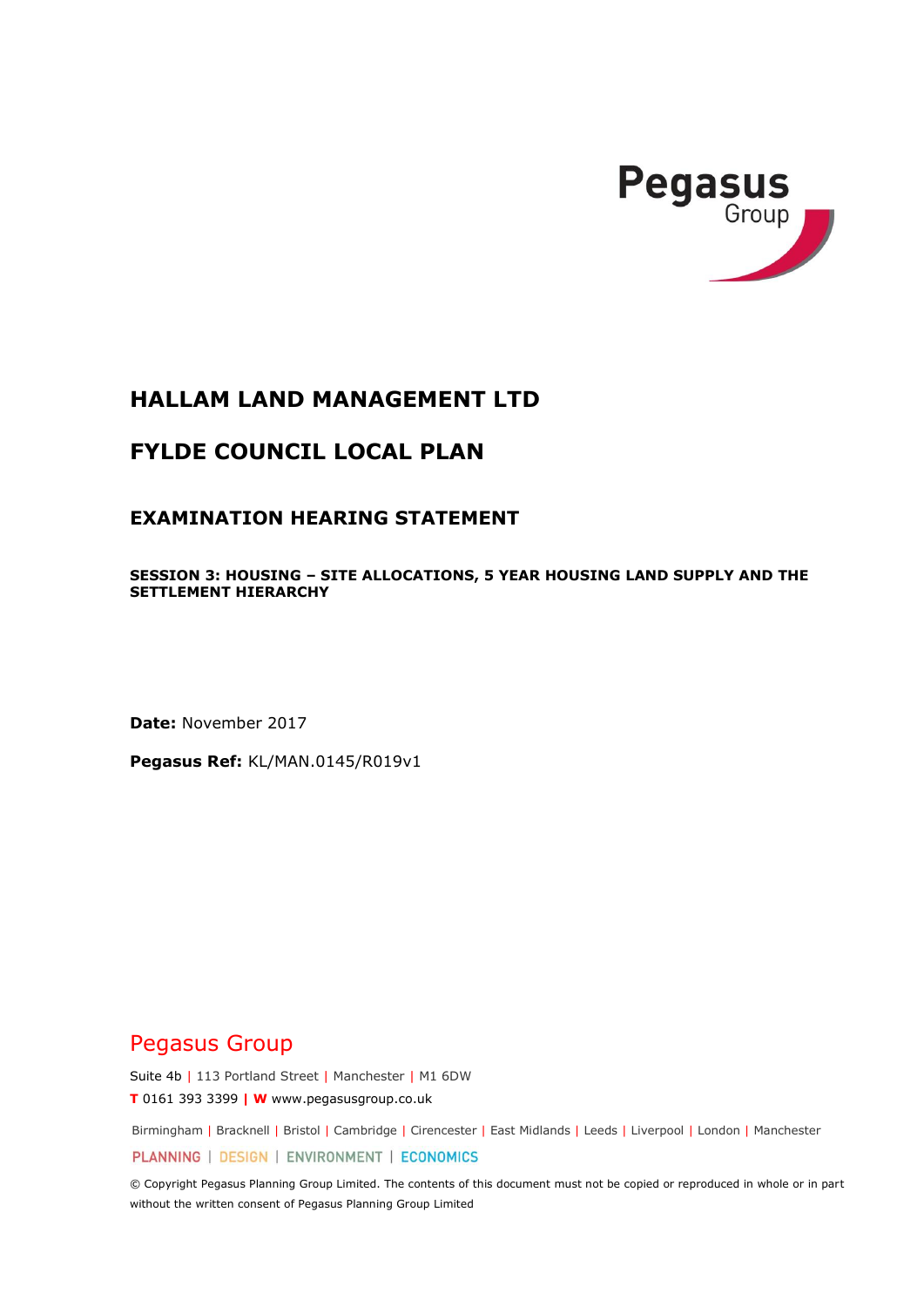Pegasus Group

# HALLAM LAND MANAGEMENT LTD

# FYLDE COUNCIL LOCAL PLAN

## EXAMINATION HEARING STATEMENT

### SESSION 3: HOUSING – SITE ALLOCATIONS, 5 YEAR HOUSING LAND SUPPLY AND THE SETTLEMENT HIERARCHY

**Date:** November 2017

**Pegasus Ref:** KL/MAN.0145/R019v1

Pegasus Group

Suite 4b | 113 Portland Street | Manchester | M1 6DW

**T** 0161 393 3399 | **W** www.pegasusgroup.co.uk

Birmingham | Bracknell | Bristol | Cambridge | Cirencester | East Midlands | Leeds | Liverpool | London | Manchester

PLANNING | DESIGN | ENVIRONMENT | ECONOMICS

© Copyright Pegasus Planning Group Limited. The contents of this document must not be copied or reproduced in whole or in part without the written consent of Pegasus Planning Group Limited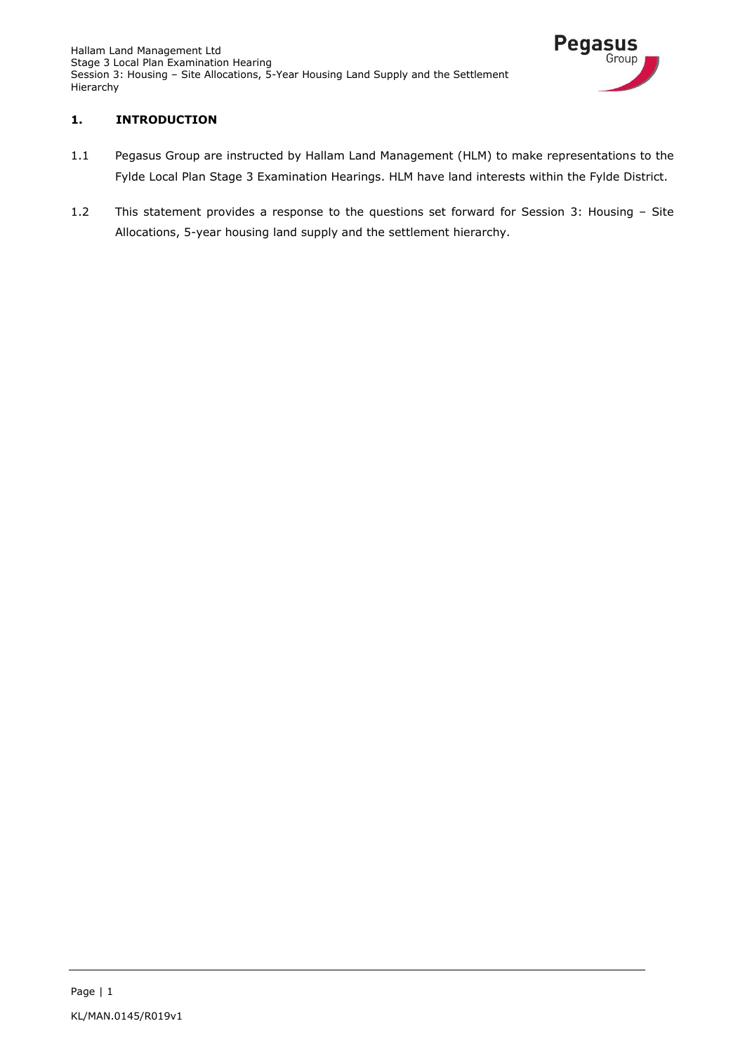## 1. INTRODUCTION

1.1 Pegasus Group are instructed by Hallam Land Management (HLM) to make representations to the Fylde Local Plan Stage 3 Examination Hearings. HLM have land interests within the Fylde District.

1.2 This statement provides a response to the questions set forward for Session 3: Housing – Site Allocations, 5-year housing land supply and the settlement hierarchy.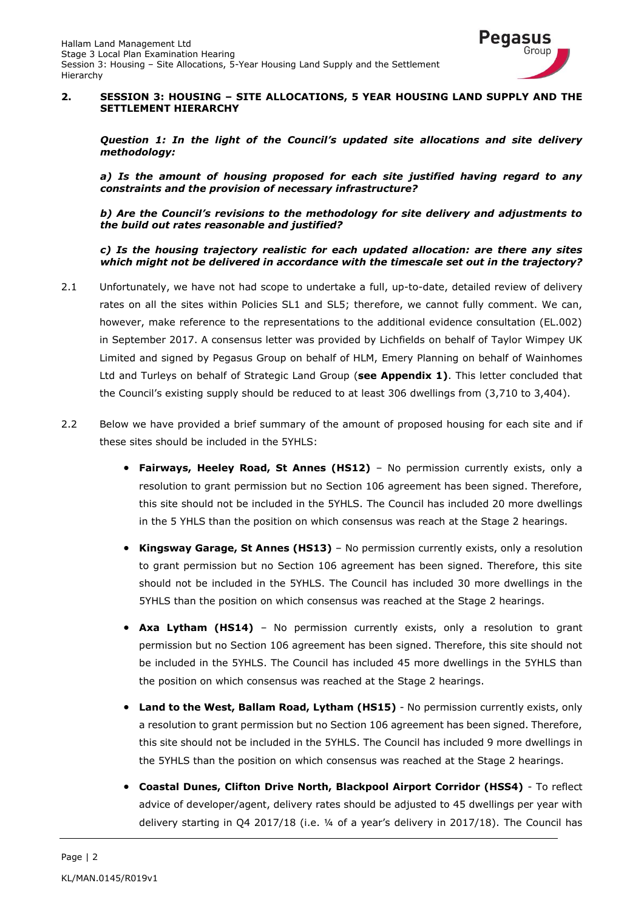## 2. SESSION 3: HOUSING – SITE ALLOCATIONS, 5 YEAR HOUSING LAND SUPPLY AND THE SETTLEMENT HIERARCHY

***Question 1: In the light of the Council's updated site allocations and site delivery methodology:***

***a) Is the amount of housing proposed for each site justified having regard to any constraints and the provision of necessary infrastructure?***

***b) Are the Council's revisions to the methodology for site delivery and adjustments to the build out rates reasonable and justified?***

***c) Is the housing trajectory realistic for each updated allocation: are there any sites which might not be delivered in accordance with the timescale set out in the trajectory?***

2.1 Unfortunately, we have not had scope to undertake a full, up-to-date, detailed review of delivery rates on all the sites within Policies SL1 and SL5; therefore, we cannot fully comment. We can, however, make reference to the representations to the additional evidence consultation (EL.002) in September 2017. A consensus letter was provided by Lichfields on behalf of Taylor Wimpey UK Limited and signed by Pegasus Group on behalf of HLM, Emery Planning on behalf of Wainhomes Ltd and Turleys on behalf of Strategic Land Group (**see Appendix 1**). This letter concluded that the Council's existing supply should be reduced to at least 306 dwellings from (3,710 to 3,404).

2.2 Below we have provided a brief summary of the amount of proposed housing for each site and if these sites should be included in the 5YHLS:

- **Fairways, Heeley Road, St Annes (HS12)** – No permission currently exists, only a resolution to grant permission but no Section 106 agreement has been signed. Therefore, this site should not be included in the 5YHLS. The Council has included 20 more dwellings in the 5 YHLS than the position on which consensus was reach at the Stage 2 hearings.
- **Kingsway Garage, St Annes (HS13)** – No permission currently exists, only a resolution to grant permission but no Section 106 agreement has been signed. Therefore, this site should not be included in the 5YHLS. The Council has included 30 more dwellings in the 5YHLS than the position on which consensus was reached at the Stage 2 hearings.
- **Axa Lytham (HS14)** – No permission currently exists, only a resolution to grant permission but no Section 106 agreement has been signed. Therefore, this site should not be included in the 5YHLS. The Council has included 45 more dwellings in the 5YHLS than the position on which consensus was reached at the Stage 2 hearings.
- **Land to the West, Ballam Road, Lytham (HS15)** - No permission currently exists, only a resolution to grant permission but no Section 106 agreement has been signed. Therefore, this site should not be included in the 5YHLS. The Council has included 9 more dwellings in the 5YHLS than the position on which consensus was reached at the Stage 2 hearings.
- **Coastal Dunes, Clifton Drive North, Blackpool Airport Corridor (HSS4)** - To reflect advice of developer/agent, delivery rates should be adjusted to 45 dwellings per year with delivery starting in Q4 2017/18 (i.e. ¼ of a year's delivery in 2017/18). The Council has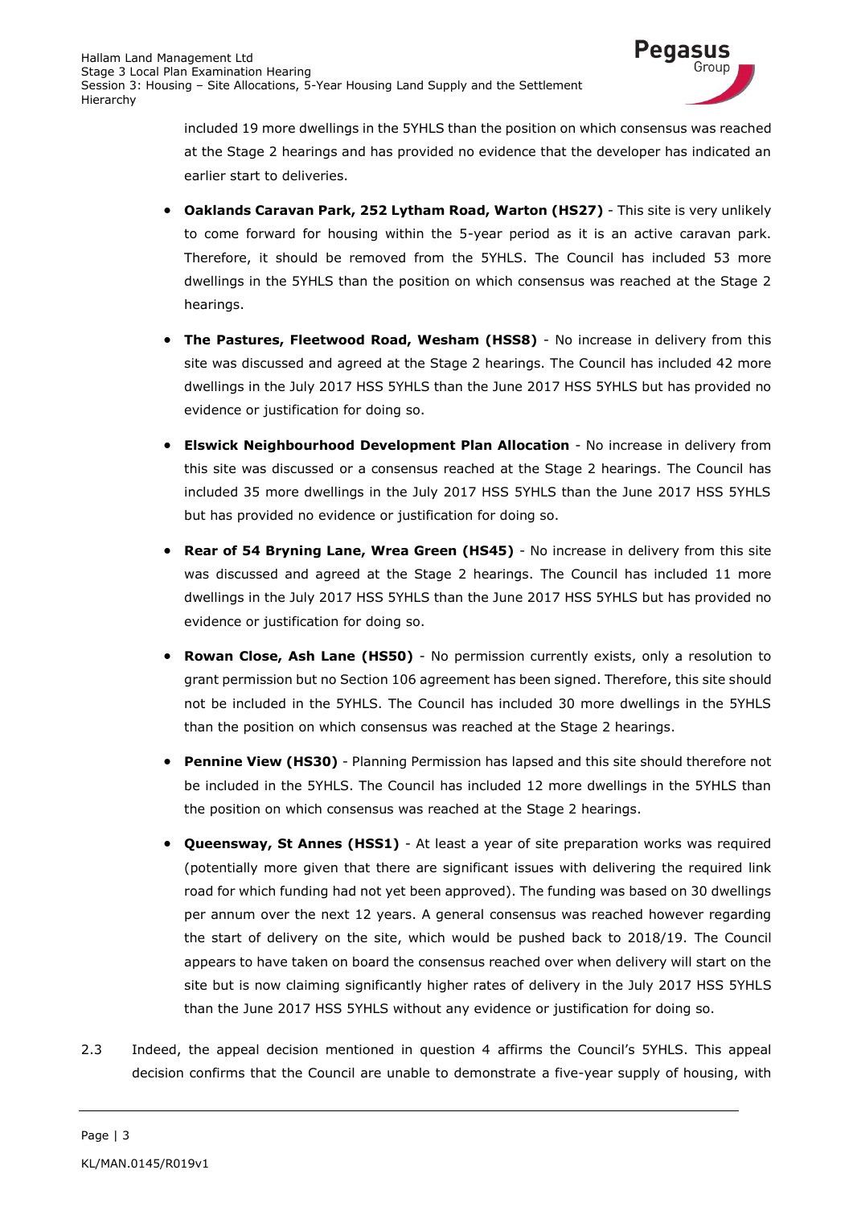included 19 more dwellings in the 5YHLS than the position on which consensus was reached at the Stage 2 hearings and has provided no evidence that the developer has indicated an earlier start to deliveries.

- **Oaklands Caravan Park, 252 Lytham Road, Warton (HS27)** - This site is very unlikely to come forward for housing within the 5-year period as it is an active caravan park. Therefore, it should be removed from the 5YHLS. The Council has included 53 more dwellings in the 5YHLS than the position on which consensus was reached at the Stage 2 hearings.
- **The Pastures, Fleetwood Road, Wesham (HSS8)** - No increase in delivery from this site was discussed and agreed at the Stage 2 hearings. The Council has included 42 more dwellings in the July 2017 HSS 5YHLS than the June 2017 HSS 5YHLS but has provided no evidence or justification for doing so.
- **Elswick Neighbourhood Development Plan Allocation** - No increase in delivery from this site was discussed or a consensus reached at the Stage 2 hearings. The Council has included 35 more dwellings in the July 2017 HSS 5YHLS than the June 2017 HSS 5YHLS but has provided no evidence or justification for doing so.
- **Rear of 54 Bryning Lane, Wrea Green (HS45)** - No increase in delivery from this site was discussed and agreed at the Stage 2 hearings. The Council has included 11 more dwellings in the July 2017 HSS 5YHLS than the June 2017 HSS 5YHLS but has provided no evidence or justification for doing so.
- **Rowan Close, Ash Lane (HS50)** - No permission currently exists, only a resolution to grant permission but no Section 106 agreement has been signed. Therefore, this site should not be included in the 5YHLS. The Council has included 30 more dwellings in the 5YHLS than the position on which consensus was reached at the Stage 2 hearings.
- **Pennine View (HS30)** - Planning Permission has lapsed and this site should therefore not be included in the 5YHLS. The Council has included 12 more dwellings in the 5YHLS than the position on which consensus was reached at the Stage 2 hearings.
- **Queensway, St Annes (HSS1)** - At least a year of site preparation works was required (potentially more given that there are significant issues with delivering the required link road for which funding had not yet been approved). The funding was based on 30 dwellings per annum over the next 12 years. A general consensus was reached however regarding the start of delivery on the site, which would be pushed back to 2018/19. The Council appears to have taken on board the consensus reached over when delivery will start on the site but is now claiming significantly higher rates of delivery in the July 2017 HSS 5YHLS than the June 2017 HSS 5YHLS without any evidence or justification for doing so.

2.3 Indeed, the appeal decision mentioned in question 4 affirms the Council's 5YHLS. This appeal decision confirms that the Council are unable to demonstrate a five-year supply of housing, with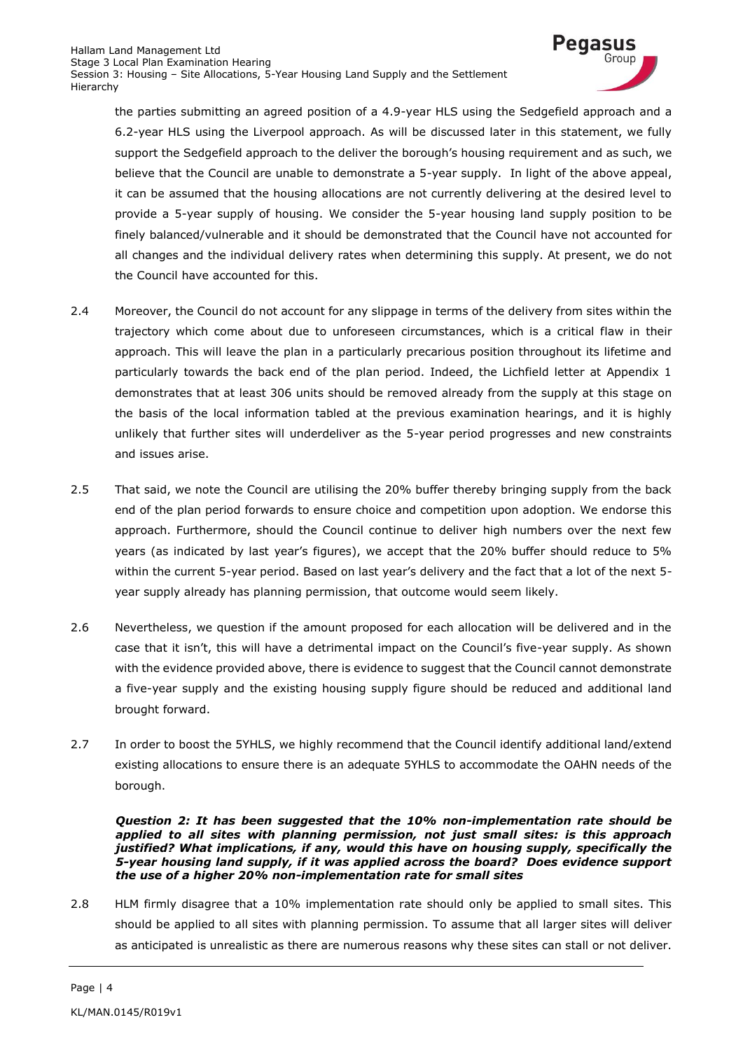the parties submitting an agreed position of a 4.9-year HLS using the Sedgefield approach and a 6.2-year HLS using the Liverpool approach. As will be discussed later in this statement, we fully support the Sedgefield approach to the deliver the borough's housing requirement and as such, we believe that the Council are unable to demonstrate a 5-year supply. In light of the above appeal, it can be assumed that the housing allocations are not currently delivering at the desired level to provide a 5-year supply of housing. We consider the 5-year housing land supply position to be finely balanced/vulnerable and it should be demonstrated that the Council have not accounted for all changes and the individual delivery rates when determining this supply. At present, we do not the Council have accounted for this.

2.4 Moreover, the Council do not account for any slippage in terms of the delivery from sites within the trajectory which come about due to unforeseen circumstances, which is a critical flaw in their approach. This will leave the plan in a particularly precarious position throughout its lifetime and particularly towards the back end of the plan period. Indeed, the Lichfield letter at Appendix 1 demonstrates that at least 306 units should be removed already from the supply at this stage on the basis of the local information tabled at the previous examination hearings, and it is highly unlikely that further sites will underdeliver as the 5-year period progresses and new constraints and issues arise.

2.5 That said, we note the Council are utilising the 20% buffer thereby bringing supply from the back end of the plan period forwards to ensure choice and competition upon adoption. We endorse this approach. Furthermore, should the Council continue to deliver high numbers over the next few years (as indicated by last year's figures), we accept that the 20% buffer should reduce to 5% within the current 5-year period. Based on last year's delivery and the fact that a lot of the next 5-year supply already has planning permission, that outcome would seem likely.

2.6 Nevertheless, we question if the amount proposed for each allocation will be delivered and in the case that it isn't, this will have a detrimental impact on the Council's five-year supply. As shown with the evidence provided above, there is evidence to suggest that the Council cannot demonstrate a five-year supply and the existing housing supply figure should be reduced and additional land brought forward.

2.7 In order to boost the 5YHLS, we highly recommend that the Council identify additional land/extend existing allocations to ensure there is an adequate 5YHLS to accommodate the OAHN needs of the borough.

***Question 2: It has been suggested that the 10% non-implementation rate should be applied to all sites with planning permission, not just small sites: is this approach justified? What implications, if any, would this have on housing supply, specifically the 5-year housing land supply, if it was applied across the board? Does evidence support the use of a higher 20% non-implementation rate for small sites***

2.8 HLM firmly disagree that a 10% implementation rate should only be applied to small sites. This should be applied to all sites with planning permission. To assume that all larger sites will deliver as anticipated is unrealistic as there are numerous reasons why these sites can stall or not deliver.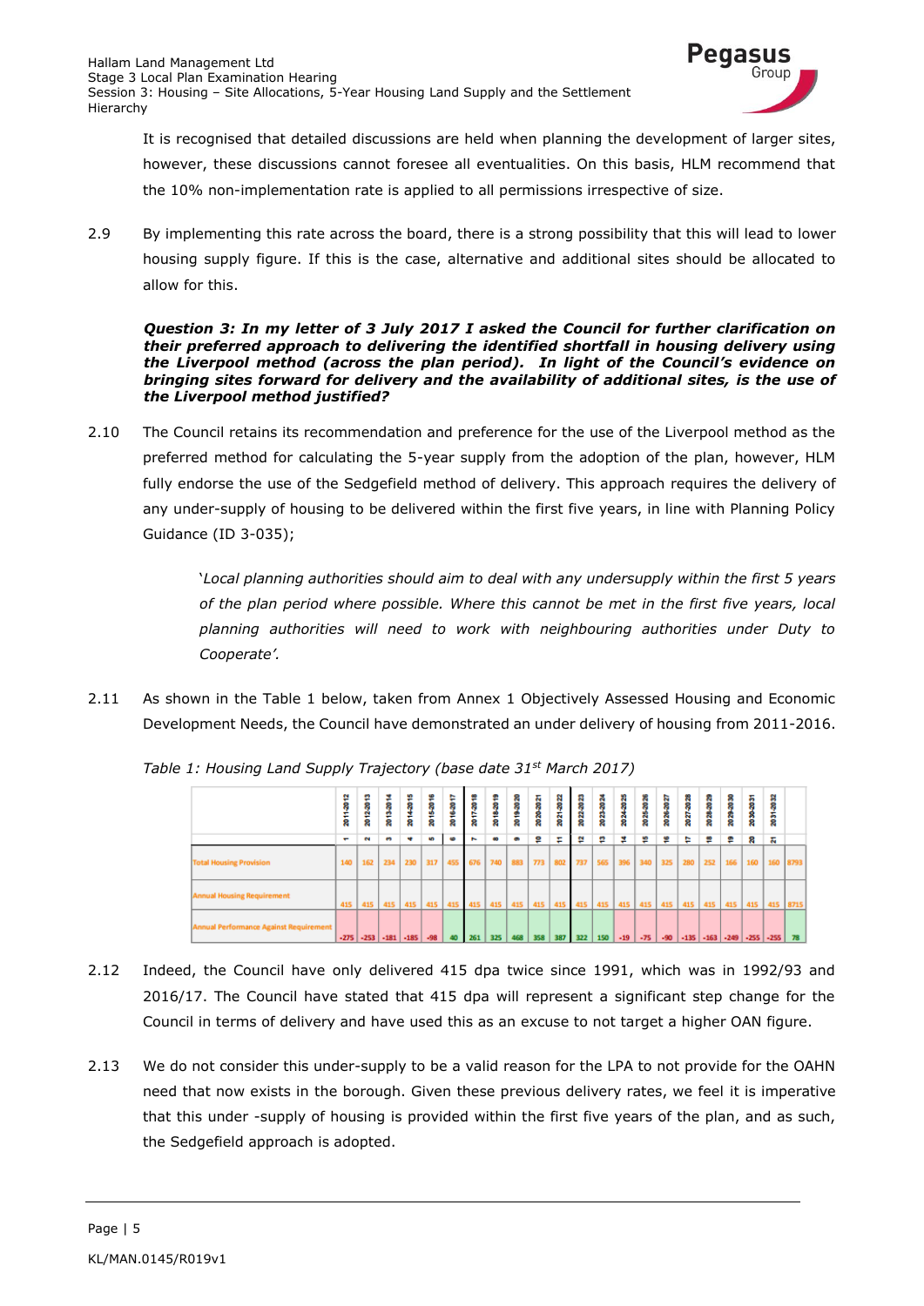It is recognised that detailed discussions are held when planning the development of larger sites, however, these discussions cannot foresee all eventualities. On this basis, HLM recommend that the 10% non-implementation rate is applied to all permissions irrespective of size.

2.9 By implementing this rate across the board, there is a strong possibility that this will lead to lower housing supply figure. If this is the case, alternative and additional sites should be allocated to allow for this.

***Question 3: In my letter of 3 July 2017 I asked the Council for further clarification on their preferred approach to delivering the identified shortfall in housing delivery using the Liverpool method (across the plan period). In light of the Council's evidence on bringing sites forward for delivery and the availability of additional sites, is the use of the Liverpool method justified?***

2.10 The Council retains its recommendation and preference for the use of the Liverpool method as the preferred method for calculating the 5-year supply from the adoption of the plan, however, HLM fully endorse the use of the Sedgefield method of delivery. This approach requires the delivery of any under-supply of housing to be delivered within the first five years, in line with Planning Policy Guidance (ID 3-035);

> '*Local planning authorities should aim to deal with any undersupply within the first 5 years of the plan period where possible. Where this cannot be met in the first five years, local planning authorities will need to work with neighbouring authorities under Duty to Cooperate'.*

2.11 As shown in the Table 1 below, taken from Annex 1 Objectively Assessed Housing and Economic Development Needs, the Council have demonstrated an under delivery of housing from 2011-2016.

*Table 1: Housing Land Supply Trajectory (base date 31st March 2017)*

| | 2011-2012 | 2012-2013 | 2013-2014 | 2014-2015 | 2015-2016 | 2016-2017 | 2017-2018 | 2018-2019 | 2019-2020 | 2020-2021 | 2021-2022 | 2022-2023 | 2023-2024 | 2024-2025 | 2025-2026 | 2026-2027 | 2027-2028 | 2028-2029 | 2029-2030 | 2030-2031 | 2031-2032 | |
|---|---|---|---|---|---|---|---|---|---|---|---|---|---|---|---|---|---|---|---|---|---|---|
| | 1 | 2 | 3 | 4 | 5 | 6 | 7 | 8 | 9 | 10 | 11 | 12 | 13 | 14 | 15 | 16 | 17 | 18 | 19 | 20 | 21 | |
| Total Housing Provision | 140 | 162 | 234 | 230 | 317 | 455 | 676 | 740 | 883 | 773 | 802 | 737 | 565 | 396 | 340 | 325 | 280 | 252 | 166 | 160 | 160 | 8793 |
| Annual Housing Requirement | 415 | 415 | 415 | 415 | 415 | 415 | 415 | 415 | 415 | 415 | 415 | 415 | 415 | 415 | 415 | 415 | 415 | 415 | 415 | 415 | 415 | 8715 |
| Annual Performance Against Requirement | -275 | -253 | -181 | -185 | -98 | 40 | 261 | 325 | 468 | 358 | 387 | 322 | 150 | -19 | -75 | -90 | -135 | -163 | -249 | -255 | -255 | 78 |

2.12 Indeed, the Council have only delivered 415 dpa twice since 1991, which was in 1992/93 and 2016/17. The Council have stated that 415 dpa will represent a significant step change for the Council in terms of delivery and have used this as an excuse to not target a higher OAN figure.

2.13 We do not consider this under-supply to be a valid reason for the LPA to not provide for the OAHN need that now exists in the borough. Given these previous delivery rates, we feel it is imperative that this under -supply of housing is provided within the first five years of the plan, and as such, the Sedgefield approach is adopted.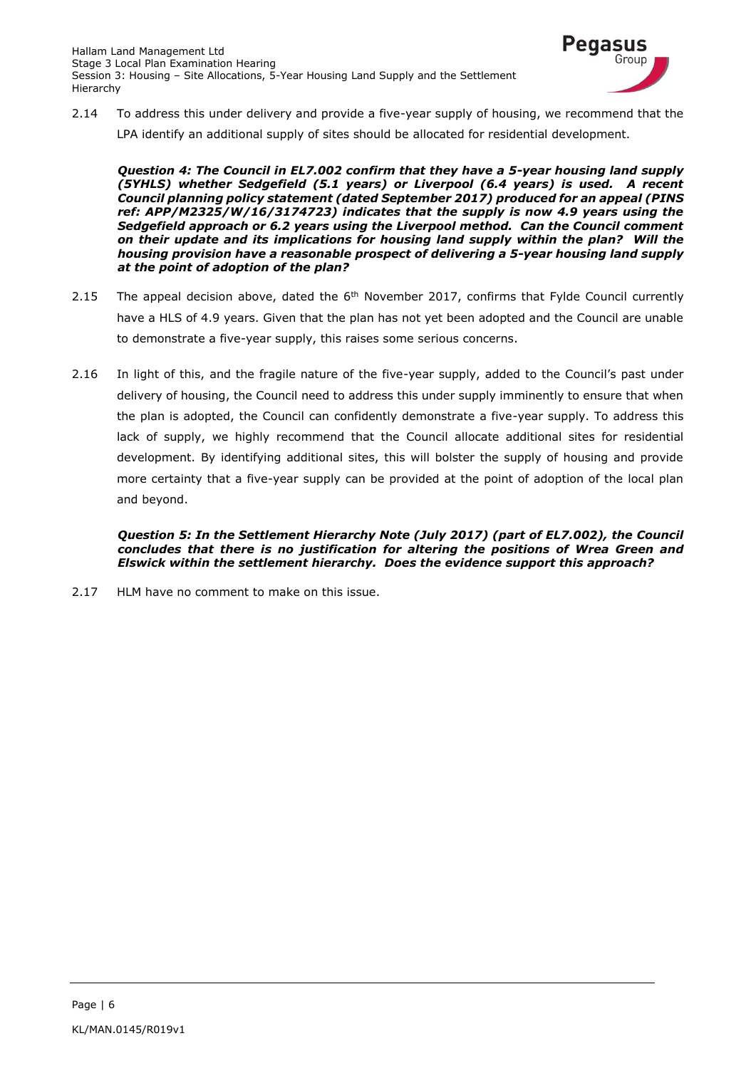2.14 To address this under delivery and provide a five-year supply of housing, we recommend that the LPA identify an additional supply of sites should be allocated for residential development.

***Question 4: The Council in EL7.002 confirm that they have a 5-year housing land supply (5YHLS) whether Sedgefield (5.1 years) or Liverpool (6.4 years) is used. A recent Council planning policy statement (dated September 2017) produced for an appeal (PINS ref: APP/M2325/W/16/3174723) indicates that the supply is now 4.9 years using the Sedgefield approach or 6.2 years using the Liverpool method. Can the Council comment on their update and its implications for housing land supply within the plan? Will the housing provision have a reasonable prospect of delivering a 5-year housing land supply at the point of adoption of the plan?***

2.15 The appeal decision above, dated the 6th November 2017, confirms that Fylde Council currently have a HLS of 4.9 years. Given that the plan has not yet been adopted and the Council are unable to demonstrate a five-year supply, this raises some serious concerns.

2.16 In light of this, and the fragile nature of the five-year supply, added to the Council's past under delivery of housing, the Council need to address this under supply imminently to ensure that when the plan is adopted, the Council can confidently demonstrate a five-year supply. To address this lack of supply, we highly recommend that the Council allocate additional sites for residential development. By identifying additional sites, this will bolster the supply of housing and provide more certainty that a five-year supply can be provided at the point of adoption of the local plan and beyond.

***Question 5: In the Settlement Hierarchy Note (July 2017) (part of EL7.002), the Council concludes that there is no justification for altering the positions of Wrea Green and Elswick within the settlement hierarchy. Does the evidence support this approach?***

2.17 HLM have no comment to make on this issue.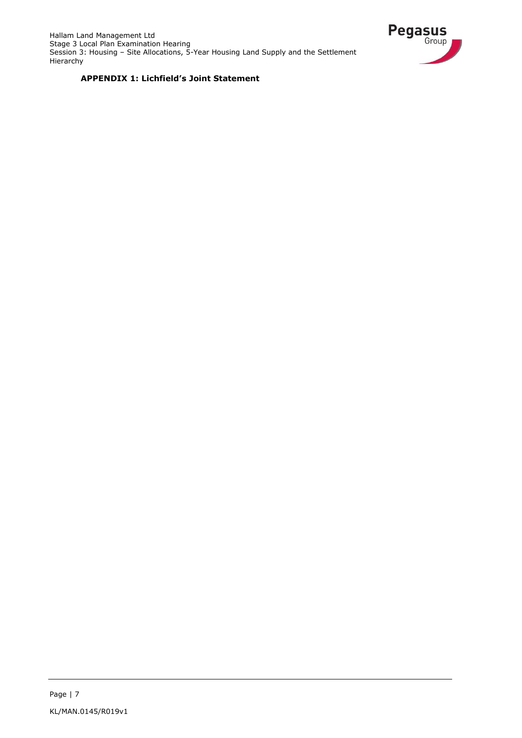**APPENDIX 1: Lichfield's Joint Statement**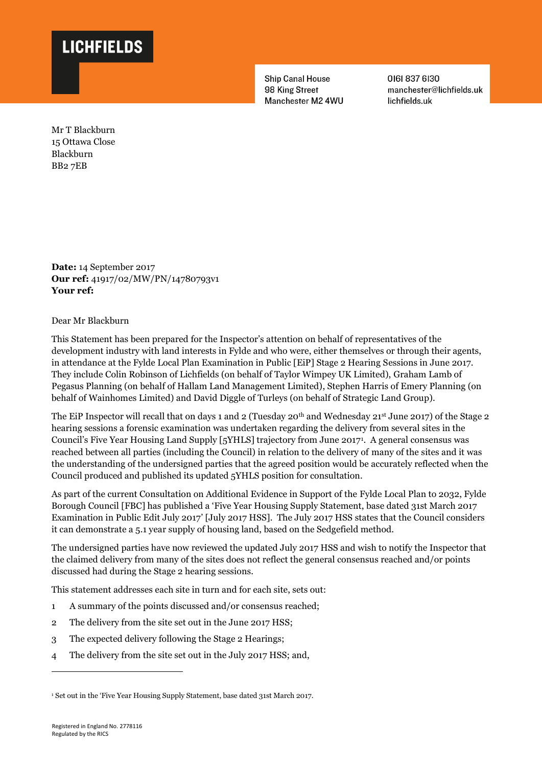**LICHFIELDS**

Ship Canal House
98 King Street
Manchester M2 4WU

0161 837 6130
manchester@lichfields.uk
lichfields.uk

Mr T Blackburn
15 Ottawa Close
Blackburn
BB2 7EB

**Date:** 14 September 2017
**Our ref:** 41917/02/MW/PN/14780793v1
**Your ref:**

Dear Mr Blackburn

This Statement has been prepared for the Inspector's attention on behalf of representatives of the development industry with land interests in Fylde and who were, either themselves or through their agents, in attendance at the Fylde Local Plan Examination in Public [EiP] Stage 2 Hearing Sessions in June 2017. They include Colin Robinson of Lichfields (on behalf of Taylor Wimpey UK Limited), Graham Lamb of Pegasus Planning (on behalf of Hallam Land Management Limited), Stephen Harris of Emery Planning (on behalf of Wainhomes Limited) and David Diggle of Turleys (on behalf of Strategic Land Group).

The EiP Inspector will recall that on days 1 and 2 (Tuesday 20th and Wednesday 21st June 2017) of the Stage 2 hearing sessions a forensic examination was undertaken regarding the delivery from several sites in the Council's Five Year Housing Land Supply [5YHLS] trajectory from June 2017[1]. A general consensus was reached between all parties (including the Council) in relation to the delivery of many of the sites and it was the understanding of the undersigned parties that the agreed position would be accurately reflected when the Council produced and published its updated 5YHLS position for consultation.

As part of the current Consultation on Additional Evidence in Support of the Fylde Local Plan to 2032, Fylde Borough Council [FBC] has published a 'Five Year Housing Supply Statement, base dated 31st March 2017 Examination in Public Edit July 2017' [July 2017 HSS]. The July 2017 HSS states that the Council considers it can demonstrate a 5.1 year supply of housing land, based on the Sedgefield method.

The undersigned parties have now reviewed the updated July 2017 HSS and wish to notify the Inspector that the claimed delivery from many of the sites does not reflect the general consensus reached and/or points discussed had during the Stage 2 hearing sessions.

This statement addresses each site in turn and for each site, sets out:

1 A summary of the points discussed and/or consensus reached;
2 The delivery from the site set out in the June 2017 HSS;
3 The expected delivery following the Stage 2 Hearings;
4 The delivery from the site set out in the July 2017 HSS; and,

[1] Set out in the 'Five Year Housing Supply Statement, base dated 31st March 2017.

Registered in England No. 2778116
Regulated by the RICS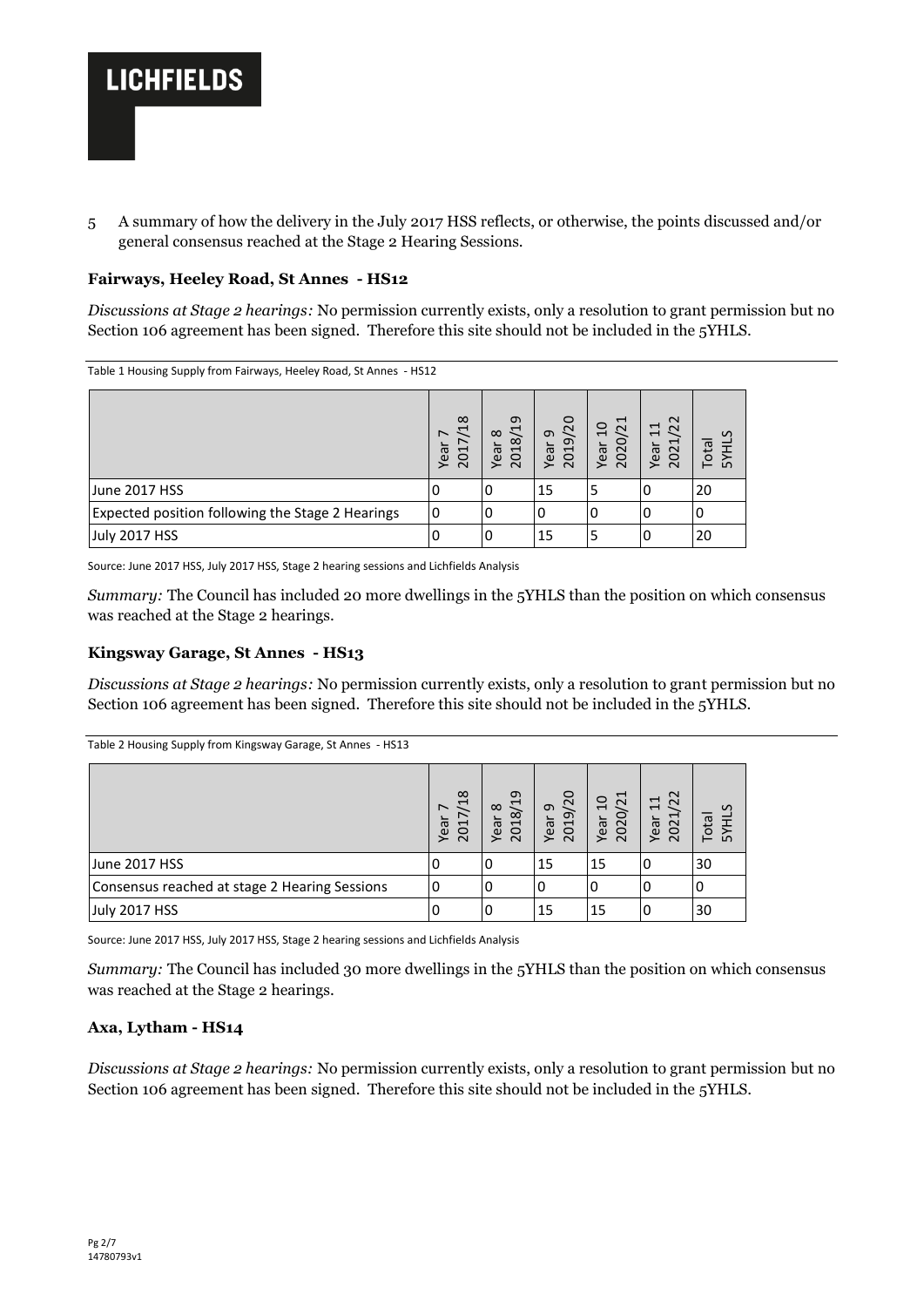5 A summary of how the delivery in the July 2017 HSS reflects, or otherwise, the points discussed and/or general consensus reached at the Stage 2 Hearing Sessions.

### Fairways, Heeley Road, St Annes - HS12

*Discussions at Stage 2 hearings:* No permission currently exists, only a resolution to grant permission but no Section 106 agreement has been signed. Therefore this site should not be included in the 5YHLS.

Table 1 Housing Supply from Fairways, Heeley Road, St Annes - HS12

| | Year 7 2017/18 | Year 8 2018/19 | Year 9 2019/20 | Year 10 2020/21 | Year 11 2021/22 | Total 5YHLS |
|---|---|---|---|---|---|---|
| June 2017 HSS | 0 | 0 | 15 | 5 | 0 | 20 |
| Expected position following the Stage 2 Hearings | 0 | 0 | 0 | 0 | 0 | 0 |
| July 2017 HSS | 0 | 0 | 15 | 5 | 0 | 20 |

Source: June 2017 HSS, July 2017 HSS, Stage 2 hearing sessions and Lichfields Analysis

*Summary:* The Council has included 20 more dwellings in the 5YHLS than the position on which consensus was reached at the Stage 2 hearings.

### Kingsway Garage, St Annes - HS13

*Discussions at Stage 2 hearings:* No permission currently exists, only a resolution to grant permission but no Section 106 agreement has been signed. Therefore this site should not be included in the 5YHLS.

Table 2 Housing Supply from Kingsway Garage, St Annes - HS13

| | Year 7 2017/18 | Year 8 2018/19 | Year 9 2019/20 | Year 10 2020/21 | Year 11 2021/22 | Total 5YHLS |
|---|---|---|---|---|---|---|
| June 2017 HSS | 0 | 0 | 15 | 15 | 0 | 30 |
| Consensus reached at stage 2 Hearing Sessions | 0 | 0 | 0 | 0 | 0 | 0 |
| July 2017 HSS | 0 | 0 | 15 | 15 | 0 | 30 |

Source: June 2017 HSS, July 2017 HSS, Stage 2 hearing sessions and Lichfields Analysis

*Summary:* The Council has included 30 more dwellings in the 5YHLS than the position on which consensus was reached at the Stage 2 hearings.

### Axa, Lytham - HS14

*Discussions at Stage 2 hearings:* No permission currently exists, only a resolution to grant permission but no Section 106 agreement has been signed. Therefore this site should not be included in the 5YHLS.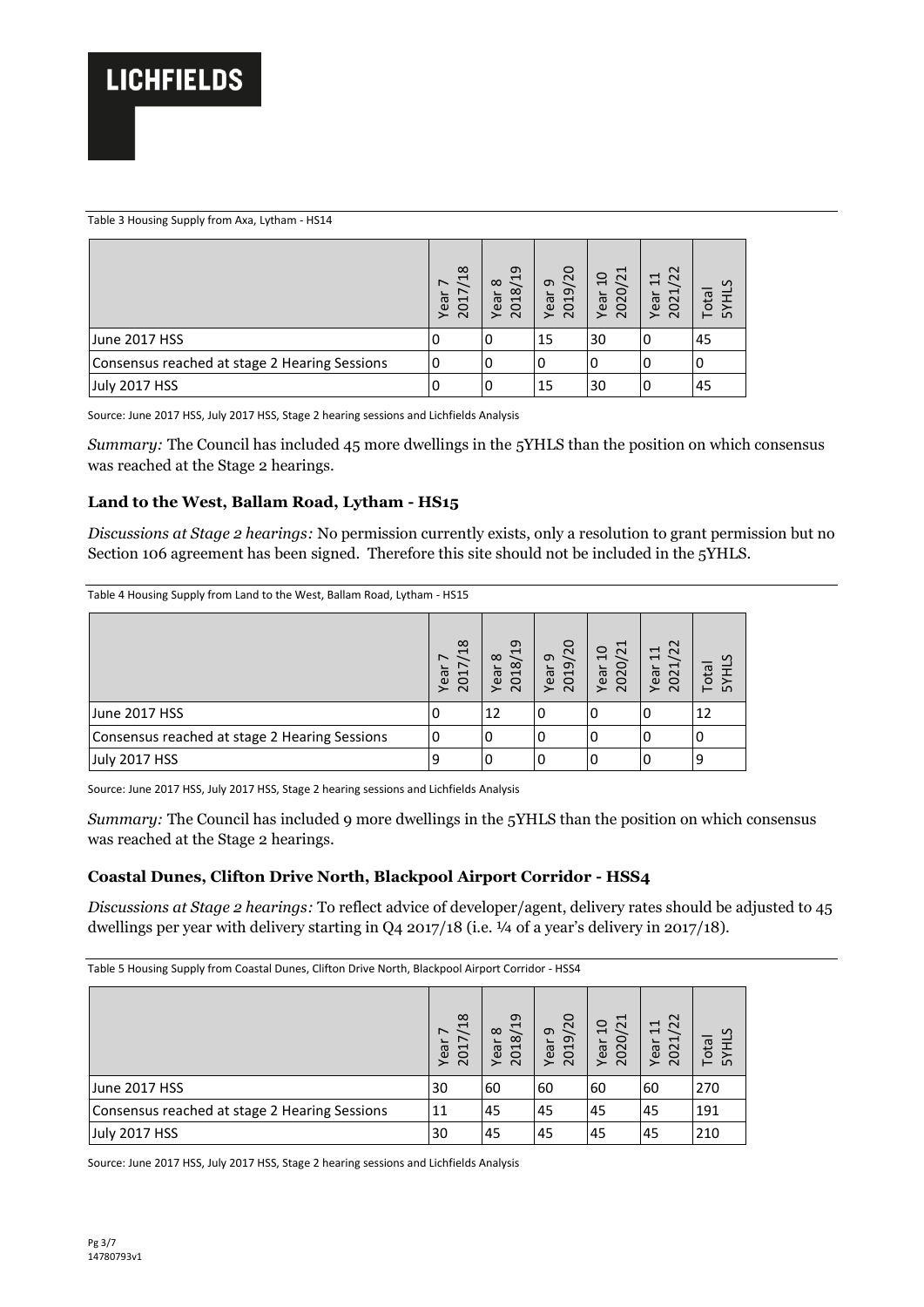Table 3 Housing Supply from Axa, Lytham - HS14

| | Year 7 2017/18 | Year 8 2018/19 | Year 9 2019/20 | Year 10 2020/21 | Year 11 2021/22 | Total 5YHLS |
|---|---|---|---|---|---|---|
| June 2017 HSS | 0 | 0 | 15 | 30 | 0 | 45 |
| Consensus reached at stage 2 Hearing Sessions | 0 | 0 | 0 | 0 | 0 | 0 |
| July 2017 HSS | 0 | 0 | 15 | 30 | 0 | 45 |

Source: June 2017 HSS, July 2017 HSS, Stage 2 hearing sessions and Lichfields Analysis

*Summary:* The Council has included 45 more dwellings in the 5YHLS than the position on which consensus was reached at the Stage 2 hearings.

### Land to the West, Ballam Road, Lytham - HS15

*Discussions at Stage 2 hearings:* No permission currently exists, only a resolution to grant permission but no Section 106 agreement has been signed. Therefore this site should not be included in the 5YHLS.

Table 4 Housing Supply from Land to the West, Ballam Road, Lytham - HS15

| | Year 7 2017/18 | Year 8 2018/19 | Year 9 2019/20 | Year 10 2020/21 | Year 11 2021/22 | Total 5YHLS |
|---|---|---|---|---|---|---|
| June 2017 HSS | 0 | 12 | 0 | 0 | 0 | 12 |
| Consensus reached at stage 2 Hearing Sessions | 0 | 0 | 0 | 0 | 0 | 0 |
| July 2017 HSS | 9 | 0 | 0 | 0 | 0 | 9 |

Source: June 2017 HSS, July 2017 HSS, Stage 2 hearing sessions and Lichfields Analysis

*Summary:* The Council has included 9 more dwellings in the 5YHLS than the position on which consensus was reached at the Stage 2 hearings.

### Coastal Dunes, Clifton Drive North, Blackpool Airport Corridor - HSS4

*Discussions at Stage 2 hearings:* To reflect advice of developer/agent, delivery rates should be adjusted to 45 dwellings per year with delivery starting in Q4 2017/18 (i.e. ¼ of a year's delivery in 2017/18).

Table 5 Housing Supply from Coastal Dunes, Clifton Drive North, Blackpool Airport Corridor - HSS4

| | Year 7 2017/18 | Year 8 2018/19 | Year 9 2019/20 | Year 10 2020/21 | Year 11 2021/22 | Total 5YHLS |
|---|---|---|---|---|---|---|
| June 2017 HSS | 30 | 60 | 60 | 60 | 60 | 270 |
| Consensus reached at stage 2 Hearing Sessions | 11 | 45 | 45 | 45 | 45 | 191 |
| July 2017 HSS | 30 | 45 | 45 | 45 | 45 | 210 |

Source: June 2017 HSS, July 2017 HSS, Stage 2 hearing sessions and Lichfields Analysis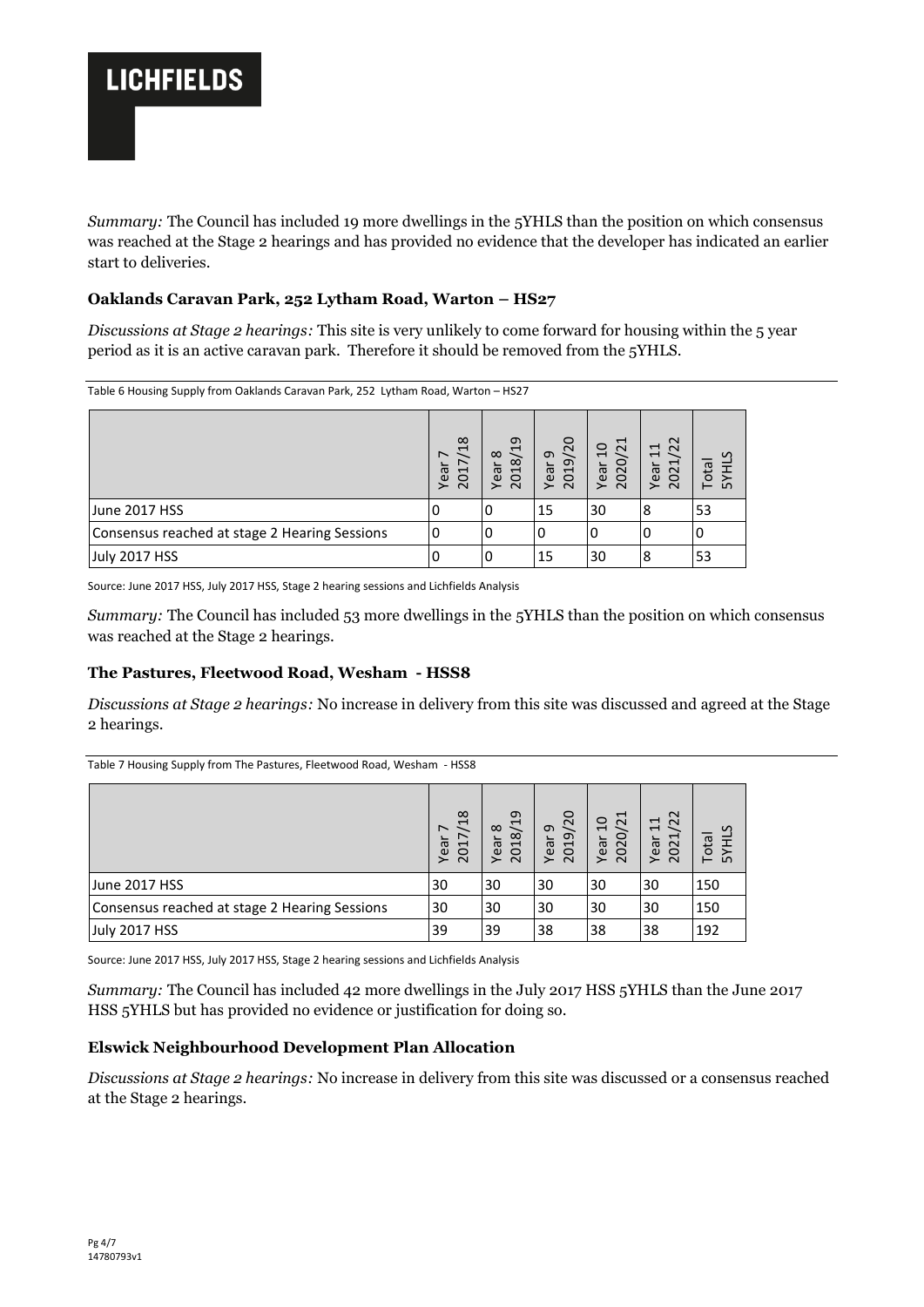*Summary:* The Council has included 19 more dwellings in the 5YHLS than the position on which consensus was reached at the Stage 2 hearings and has provided no evidence that the developer has indicated an earlier start to deliveries.

### Oaklands Caravan Park, 252 Lytham Road, Warton – HS27

*Discussions at Stage 2 hearings:* This site is very unlikely to come forward for housing within the 5 year period as it is an active caravan park. Therefore it should be removed from the 5YHLS.

Table 6 Housing Supply from Oaklands Caravan Park, 252 Lytham Road, Warton – HS27

| | Year 7 2017/18 | Year 8 2018/19 | Year 9 2019/20 | Year 10 2020/21 | Year 11 2021/22 | Total 5YHLS |
|---|---|---|---|---|---|---|
| June 2017 HSS | 0 | 0 | 15 | 30 | 8 | 53 |
| Consensus reached at stage 2 Hearing Sessions | 0 | 0 | 0 | 0 | 0 | 0 |
| July 2017 HSS | 0 | 0 | 15 | 30 | 8 | 53 |

Source: June 2017 HSS, July 2017 HSS, Stage 2 hearing sessions and Lichfields Analysis

*Summary:* The Council has included 53 more dwellings in the 5YHLS than the position on which consensus was reached at the Stage 2 hearings.

### The Pastures, Fleetwood Road, Wesham - HSS8

*Discussions at Stage 2 hearings:* No increase in delivery from this site was discussed and agreed at the Stage 2 hearings.

Table 7 Housing Supply from The Pastures, Fleetwood Road, Wesham - HSS8

| | Year 7 2017/18 | Year 8 2018/19 | Year 9 2019/20 | Year 10 2020/21 | Year 11 2021/22 | Total 5YHLS |
|---|---|---|---|---|---|---|
| June 2017 HSS | 30 | 30 | 30 | 30 | 30 | 150 |
| Consensus reached at stage 2 Hearing Sessions | 30 | 30 | 30 | 30 | 30 | 150 |
| July 2017 HSS | 39 | 39 | 38 | 38 | 38 | 192 |

Source: June 2017 HSS, July 2017 HSS, Stage 2 hearing sessions and Lichfields Analysis

*Summary:* The Council has included 42 more dwellings in the July 2017 HSS 5YHLS than the June 2017 HSS 5YHLS but has provided no evidence or justification for doing so.

### Elswick Neighbourhood Development Plan Allocation

*Discussions at Stage 2 hearings:* No increase in delivery from this site was discussed or a consensus reached at the Stage 2 hearings.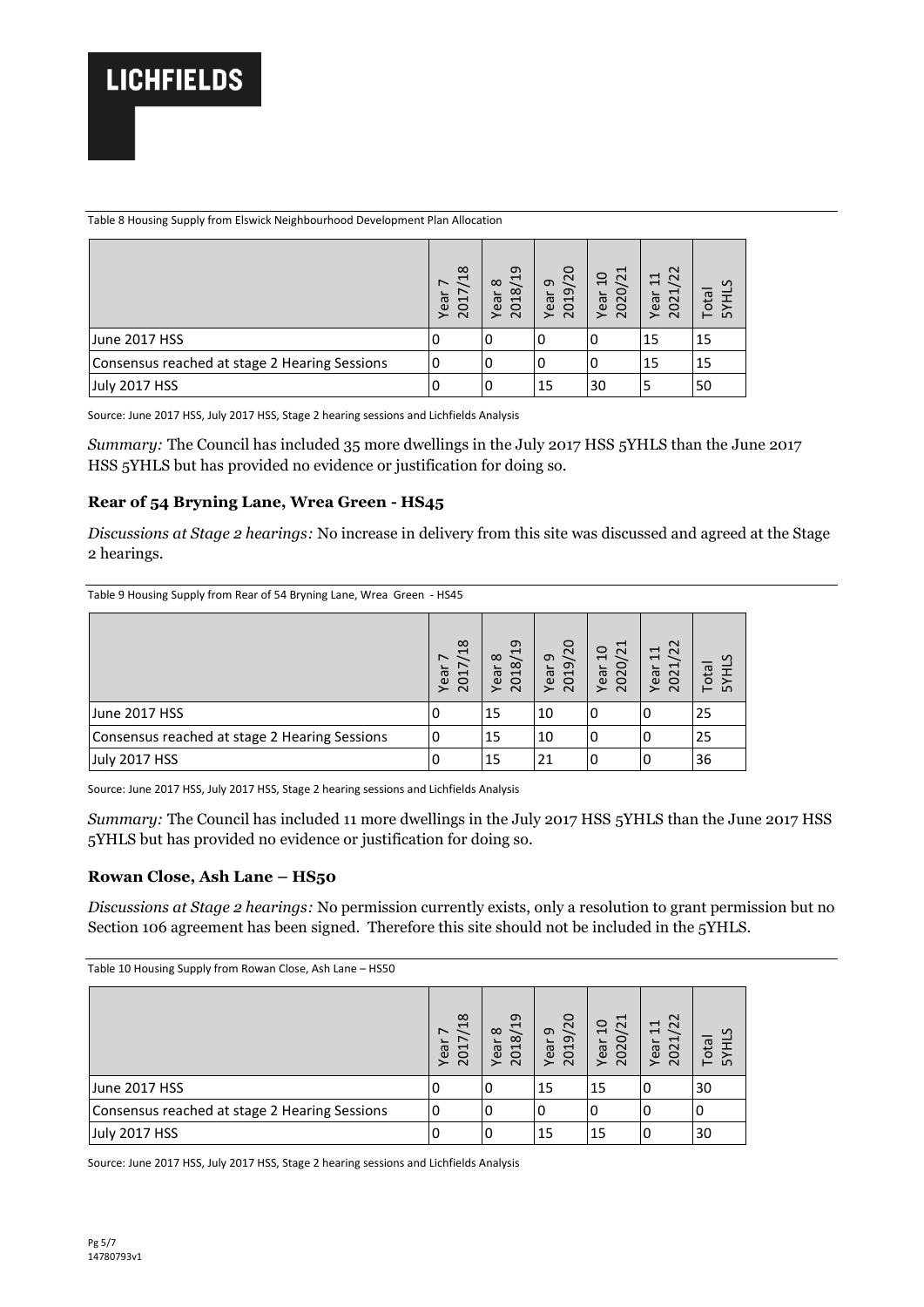Table 8 Housing Supply from Elswick Neighbourhood Development Plan Allocation

| | Year 7 2017/18 | Year 8 2018/19 | Year 9 2019/20 | Year 10 2020/21 | Year 11 2021/22 | Total 5YHLS |
|---|---|---|---|---|---|---|
| June 2017 HSS | 0 | 0 | 0 | 0 | 15 | 15 |
| Consensus reached at stage 2 Hearing Sessions | 0 | 0 | 0 | 0 | 15 | 15 |
| July 2017 HSS | 0 | 0 | 15 | 30 | 5 | 50 |

Source: June 2017 HSS, July 2017 HSS, Stage 2 hearing sessions and Lichfields Analysis

*Summary:* The Council has included 35 more dwellings in the July 2017 HSS 5YHLS than the June 2017 HSS 5YHLS but has provided no evidence or justification for doing so.

### Rear of 54 Bryning Lane, Wrea Green - HS45

*Discussions at Stage 2 hearings:* No increase in delivery from this site was discussed and agreed at the Stage 2 hearings.

Table 9 Housing Supply from Rear of 54 Bryning Lane, Wrea Green - HS45

| | Year 7 2017/18 | Year 8 2018/19 | Year 9 2019/20 | Year 10 2020/21 | Year 11 2021/22 | Total 5YHLS |
|---|---|---|---|---|---|---|
| June 2017 HSS | 0 | 15 | 10 | 0 | 0 | 25 |
| Consensus reached at stage 2 Hearing Sessions | 0 | 15 | 10 | 0 | 0 | 25 |
| July 2017 HSS | 0 | 15 | 21 | 0 | 0 | 36 |

Source: June 2017 HSS, July 2017 HSS, Stage 2 hearing sessions and Lichfields Analysis

*Summary:* The Council has included 11 more dwellings in the July 2017 HSS 5YHLS than the June 2017 HSS 5YHLS but has provided no evidence or justification for doing so.

### Rowan Close, Ash Lane – HS50

*Discussions at Stage 2 hearings:* No permission currently exists, only a resolution to grant permission but no Section 106 agreement has been signed. Therefore this site should not be included in the 5YHLS.

Table 10 Housing Supply from Rowan Close, Ash Lane – HS50

| | Year 7 2017/18 | Year 8 2018/19 | Year 9 2019/20 | Year 10 2020/21 | Year 11 2021/22 | Total 5YHLS |
|---|---|---|---|---|---|---|
| June 2017 HSS | 0 | 0 | 15 | 15 | 0 | 30 |
| Consensus reached at stage 2 Hearing Sessions | 0 | 0 | 0 | 0 | 0 | 0 |
| July 2017 HSS | 0 | 0 | 15 | 15 | 0 | 30 |

Source: June 2017 HSS, July 2017 HSS, Stage 2 hearing sessions and Lichfields Analysis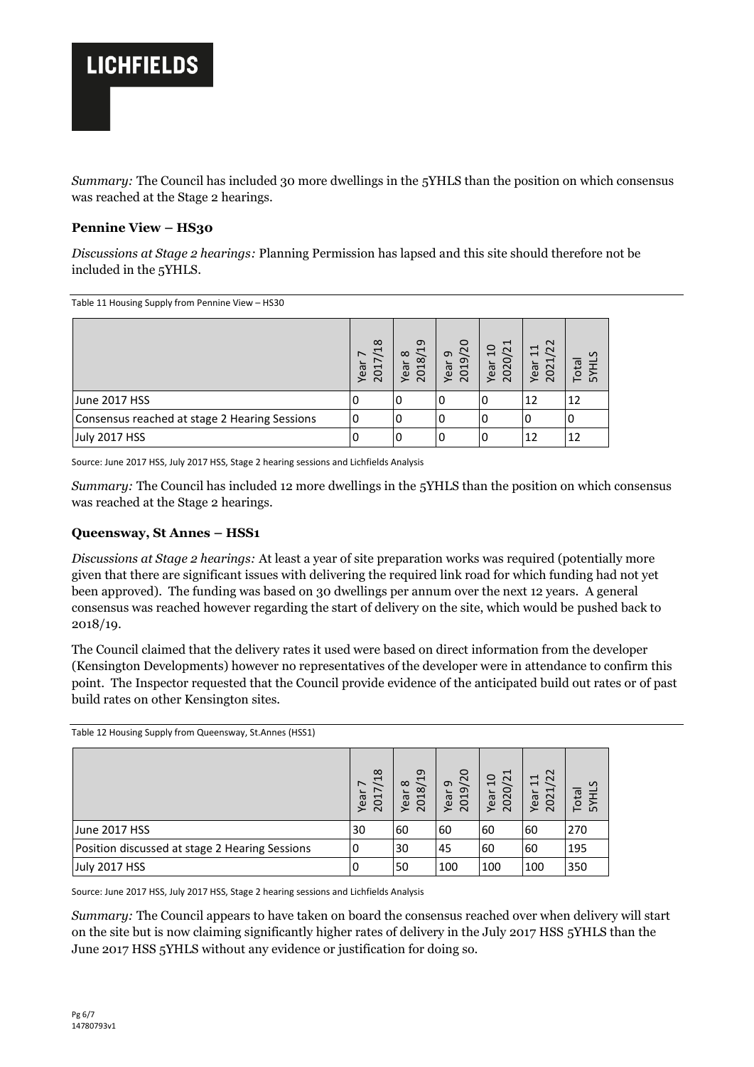*Summary:* The Council has included 30 more dwellings in the 5YHLS than the position on which consensus was reached at the Stage 2 hearings.

### Pennine View – HS30

*Discussions at Stage 2 hearings:* Planning Permission has lapsed and this site should therefore not be included in the 5YHLS.

Table 11 Housing Supply from Pennine View – HS30

| | Year 7 2017/18 | Year 8 2018/19 | Year 9 2019/20 | Year 10 2020/21 | Year 11 2021/22 | Total 5YHLS |
|---|---|---|---|---|---|---|
| June 2017 HSS | 0 | 0 | 0 | 0 | 12 | 12 |
| Consensus reached at stage 2 Hearing Sessions | 0 | 0 | 0 | 0 | 0 | 0 |
| July 2017 HSS | 0 | 0 | 0 | 0 | 12 | 12 |

Source: June 2017 HSS, July 2017 HSS, Stage 2 hearing sessions and Lichfields Analysis

*Summary:* The Council has included 12 more dwellings in the 5YHLS than the position on which consensus was reached at the Stage 2 hearings.

### Queensway, St Annes – HSS1

*Discussions at Stage 2 hearings:* At least a year of site preparation works was required (potentially more given that there are significant issues with delivering the required link road for which funding had not yet been approved). The funding was based on 30 dwellings per annum over the next 12 years. A general consensus was reached however regarding the start of delivery on the site, which would be pushed back to 2018/19.

The Council claimed that the delivery rates it used were based on direct information from the developer (Kensington Developments) however no representatives of the developer were in attendance to confirm this point. The Inspector requested that the Council provide evidence of the anticipated build out rates or of past build rates on other Kensington sites.

Table 12 Housing Supply from Queensway, St.Annes (HSS1)

| | Year 7 2017/18 | Year 8 2018/19 | Year 9 2019/20 | Year 10 2020/21 | Year 11 2021/22 | Total 5YHLS |
|---|---|---|---|---|---|---|
| June 2017 HSS | 30 | 60 | 60 | 60 | 60 | 270 |
| Position discussed at stage 2 Hearing Sessions | 0 | 30 | 45 | 60 | 60 | 195 |
| July 2017 HSS | 0 | 50 | 100 | 100 | 100 | 350 |

Source: June 2017 HSS, July 2017 HSS, Stage 2 hearing sessions and Lichfields Analysis

*Summary:* The Council appears to have taken on board the consensus reached over when delivery will start on the site but is now claiming significantly higher rates of delivery in the July 2017 HSS 5YHLS than the June 2017 HSS 5YHLS without any evidence or justification for doing so.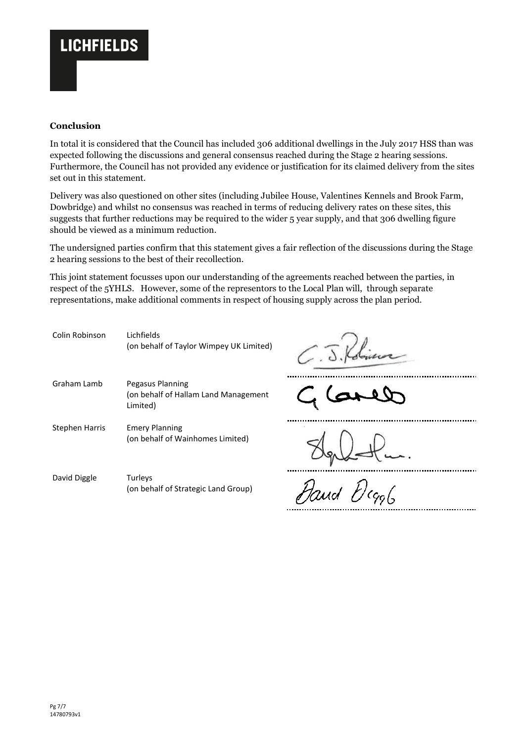### Conclusion

In total it is considered that the Council has included 306 additional dwellings in the July 2017 HSS than was expected following the discussions and general consensus reached during the Stage 2 hearing sessions. Furthermore, the Council has not provided any evidence or justification for its claimed delivery from the sites set out in this statement.

Delivery was also questioned on other sites (including Jubilee House, Valentines Kennels and Brook Farm, Dowbridge) and whilst no consensus was reached in terms of reducing delivery rates on these sites, this suggests that further reductions may be required to the wider 5 year supply, and that 306 dwelling figure should be viewed as a minimum reduction.

The undersigned parties confirm that this statement gives a fair reflection of the discussions during the Stage 2 hearing sessions to the best of their recollection.

This joint statement focusses upon our understanding of the agreements reached between the parties, in respect of the 5YHLS. However, some of the representors to the Local Plan will, through separate representations, make additional comments in respect of housing supply across the plan period.

| | | |
|---|---|---|
| Colin Robinson | Lichfields (on behalf of Taylor Wimpey UK Limited) | C. J. Robinson |
| Graham Lamb | Pegasus Planning (on behalf of Hallam Land Management Limited) | G Lamb |
| Stephen Harris | Emery Planning (on behalf of Wainhomes Limited) | |
| David Diggle | Turleys (on behalf of Strategic Land Group) | David Diggle |